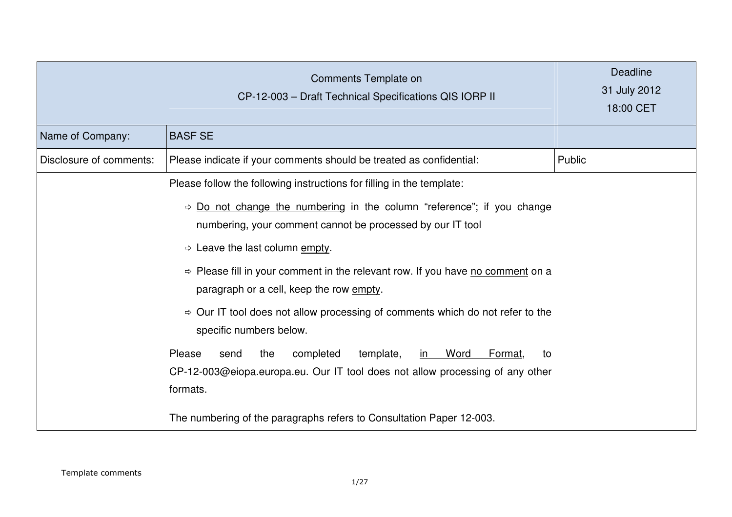| Comments Template on CP-12-003 – Draft Technical Specifications QIS IORP II | | Deadline 31 July 2012 18:00 CET |
|---|---|---|
| Name of Company: | BASF SE | |
| Disclosure of comments: | Please indicate if your comments should be treated as confidential: | Public |
| | Please follow the following instructions for filling in the template:<br>⇨ Do not change the numbering in the column "reference"; if you change numbering, your comment cannot be processed by our IT tool<br>⇨ Leave the last column empty.<br>⇨ Please fill in your comment in the relevant row. If you have no comment on a paragraph or a cell, keep the row empty.<br>⇨ Our IT tool does not allow processing of comments which do not refer to the specific numbers below.<br>Please send the completed template, in Word Format, to CP-12-003@eiopa.europa.eu. Our IT tool does not allow processing of any other formats.<br>The numbering of the paragraphs refers to Consultation Paper 12-003. | |

Template comments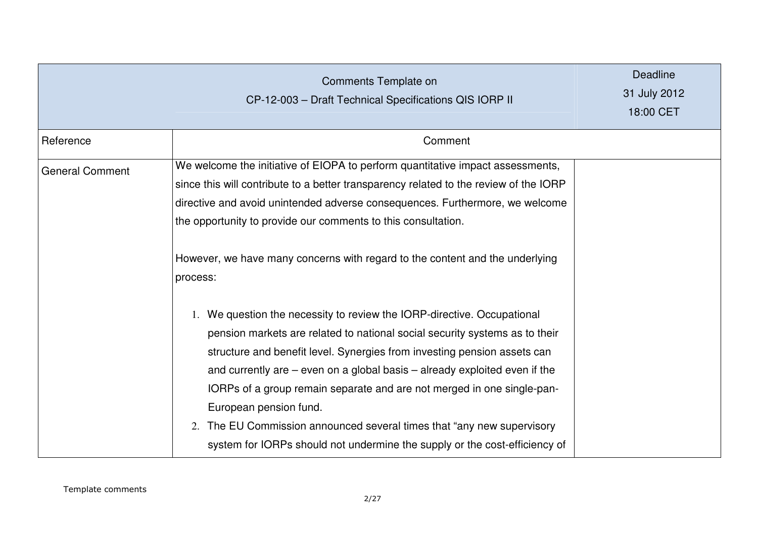| Comments Template on CP-12-003 – Draft Technical Specifications QIS IORP II | | Deadline 31 July 2012 18:00 CET |
|---|---|---|
| Reference | Comment | |
| General Comment | We welcome the initiative of EIOPA to perform quantitative impact assessments, since this will contribute to a better transparency related to the review of the IORP directive and avoid unintended adverse consequences. Furthermore, we welcome the opportunity to provide our comments to this consultation.<br><br>However, we have many concerns with regard to the content and the underlying process:<br><br>1. We question the necessity to review the IORP-directive. Occupational pension markets are related to national social security systems as to their structure and benefit level. Synergies from investing pension assets can and currently are – even on a global basis – already exploited even if the IORPs of a group remain separate and are not merged in one single-pan-European pension fund.<br>2. The EU Commission announced several times that "any new supervisory system for IORPs should not undermine the supply or the cost-efficiency of | |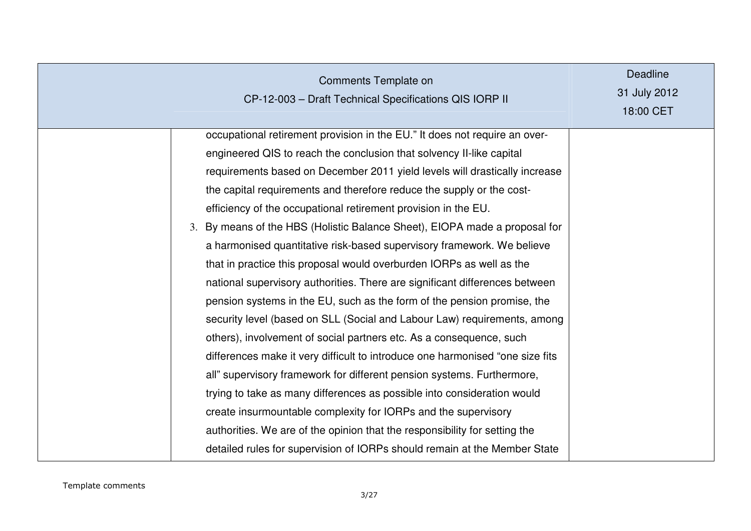| | | |
|---|---|---|
| | occupational retirement provision in the EU." It does not require an over-engineered QIS to reach the conclusion that solvency II-like capital requirements based on December 2011 yield levels will drastically increase the capital requirements and therefore reduce the supply or the cost-efficiency of the occupational retirement provision in the EU.<br>3. By means of the HBS (Holistic Balance Sheet), EIOPA made a proposal for a harmonised quantitative risk-based supervisory framework. We believe that in practice this proposal would overburden IORPs as well as the national supervisory authorities. There are significant differences between pension systems in the EU, such as the form of the pension promise, the security level (based on SLL (Social and Labour Law) requirements, among others), involvement of social partners etc. As a consequence, such differences make it very difficult to introduce one harmonised "one size fits all" supervisory framework for different pension systems. Furthermore, trying to take as many differences as possible into consideration would create insurmountable complexity for IORPs and the supervisory authorities. We are of the opinion that the responsibility for setting the detailed rules for supervision of IORPs should remain at the Member State | |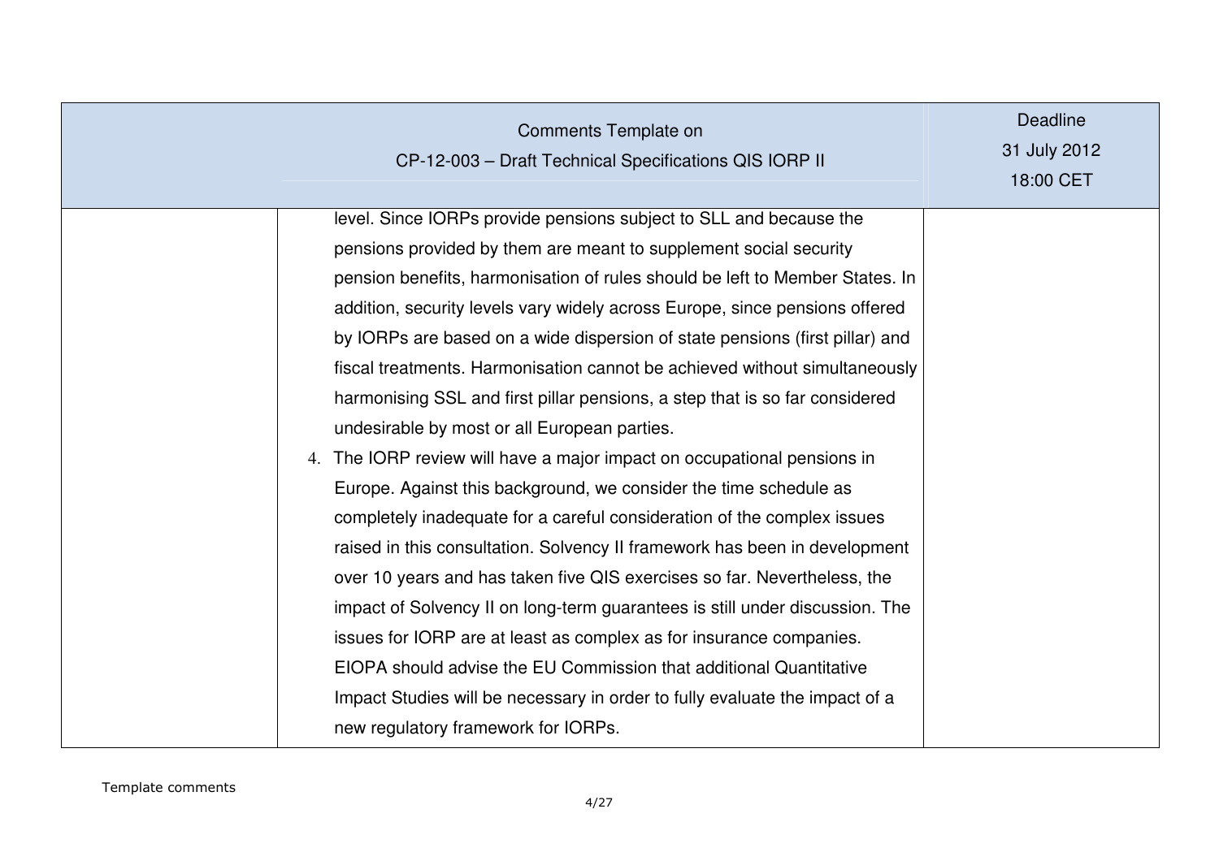| | | |
|---|---|---|
| | level. Since IORPs provide pensions subject to SLL and because the pensions provided by them are meant to supplement social security pension benefits, harmonisation of rules should be left to Member States. In addition, security levels vary widely across Europe, since pensions offered by IORPs are based on a wide dispersion of state pensions (first pillar) and fiscal treatments. Harmonisation cannot be achieved without simultaneously harmonising SSL and first pillar pensions, a step that is so far considered undesirable by most or all European parties.<br>4. The IORP review will have a major impact on occupational pensions in Europe. Against this background, we consider the time schedule as completely inadequate for a careful consideration of the complex issues raised in this consultation. Solvency II framework has been in development over 10 years and has taken five QIS exercises so far. Nevertheless, the impact of Solvency II on long-term guarantees is still under discussion. The issues for IORP are at least as complex as for insurance companies. EIOPA should advise the EU Commission that additional Quantitative Impact Studies will be necessary in order to fully evaluate the impact of a new regulatory framework for IORPs. | |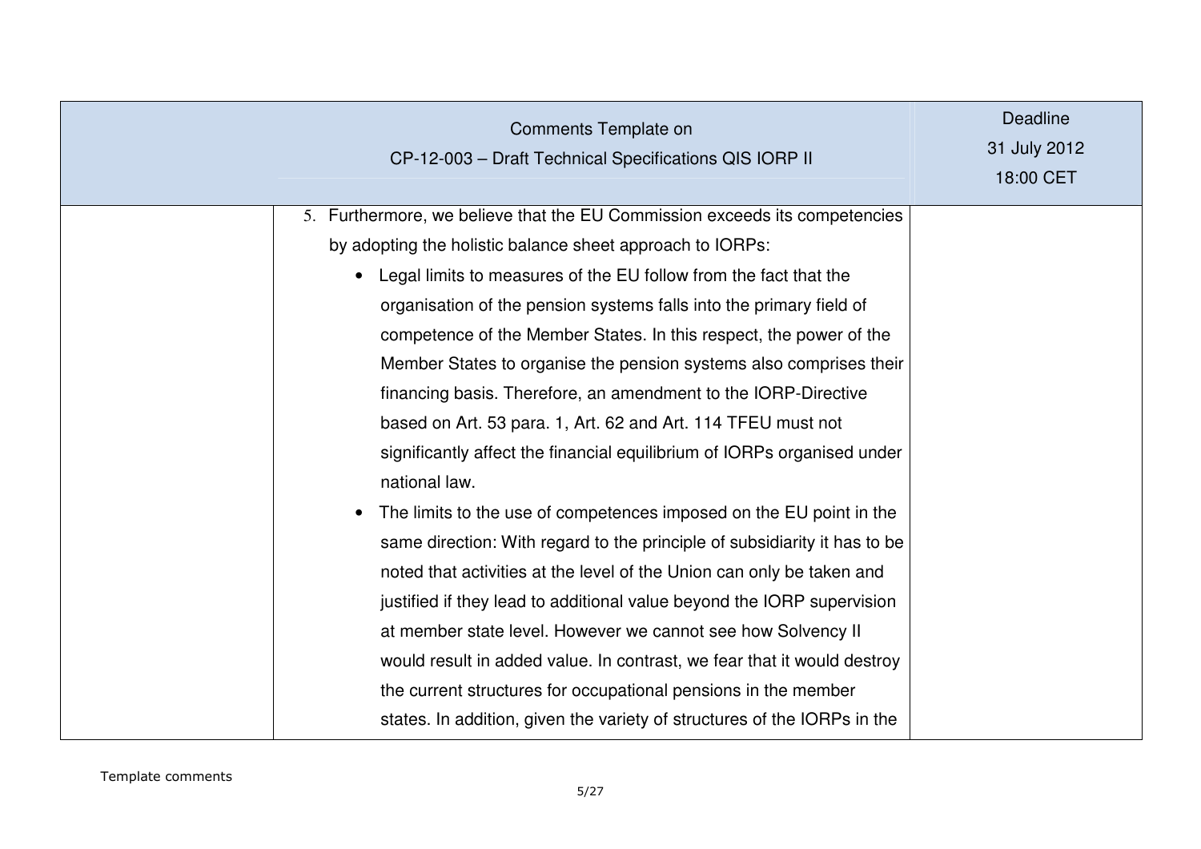| Comments Template on CP-12-003 – Draft Technical Specifications QIS IORP II | | Deadline 31 July 2012 18:00 CET |
|---|---|---|
| | 5. Furthermore, we believe that the EU Commission exceeds its competencies by adopting the holistic balance sheet approach to IORPs:<br>• Legal limits to measures of the EU follow from the fact that the organisation of the pension systems falls into the primary field of competence of the Member States. In this respect, the power of the Member States to organise the pension systems also comprises their financing basis. Therefore, an amendment to the IORP-Directive based on Art. 53 para. 1, Art. 62 and Art. 114 TFEU must not significantly affect the financial equilibrium of IORPs organised under national law.<br>• The limits to the use of competences imposed on the EU point in the same direction: With regard to the principle of subsidiarity it has to be noted that activities at the level of the Union can only be taken and justified if they lead to additional value beyond the IORP supervision at member state level. However we cannot see how Solvency II would result in added value. In contrast, we fear that it would destroy the current structures for occupational pensions in the member states. In addition, given the variety of structures of the IORPs in the | |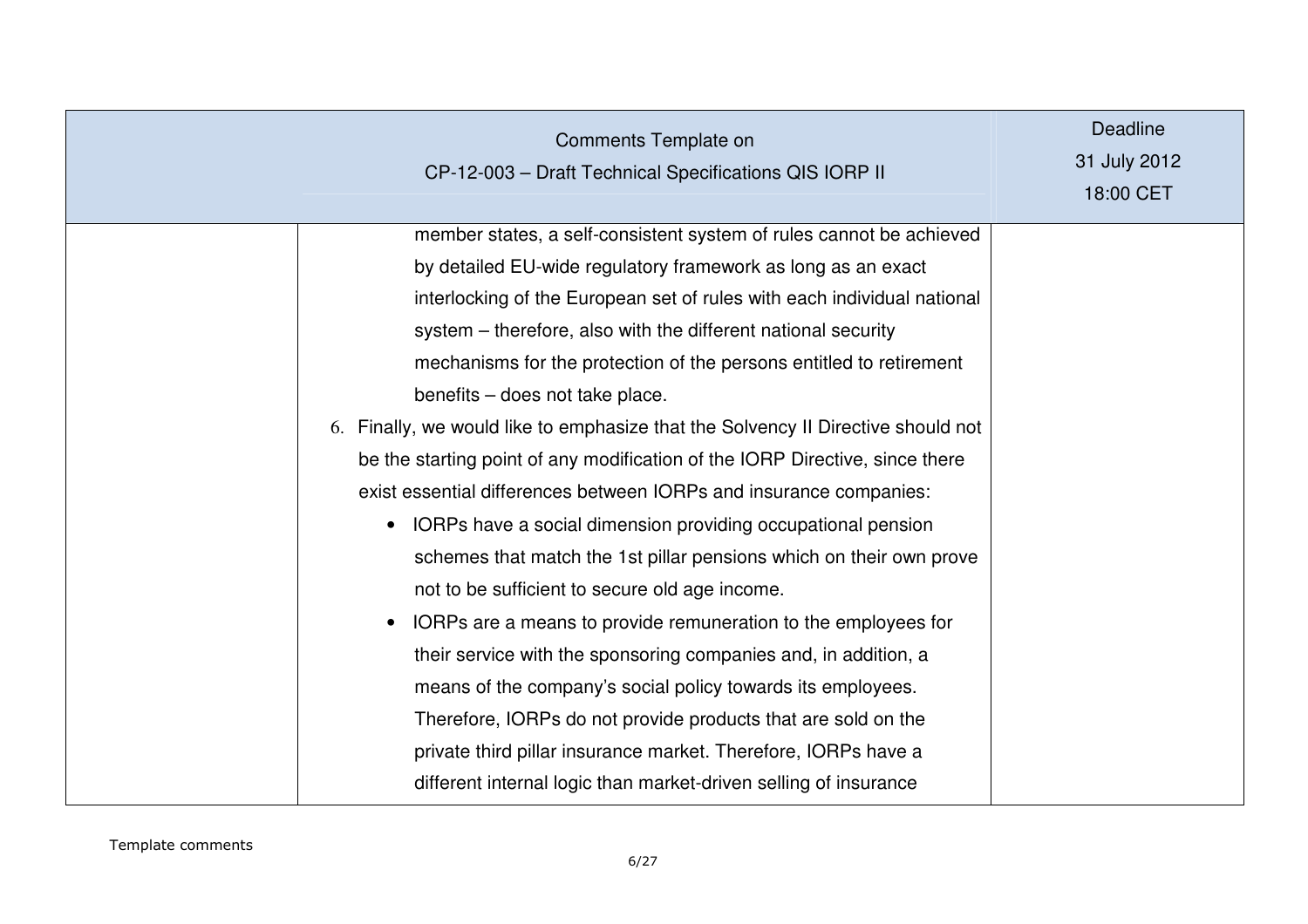| Comments Template on CP-12-003 – Draft Technical Specifications QIS IORP II | | Deadline 31 July 2012 18:00 CET |
|---|---|---|
| | member states, a self-consistent system of rules cannot be achieved by detailed EU-wide regulatory framework as long as an exact interlocking of the European set of rules with each individual national system – therefore, also with the different national security mechanisms for the protection of the persons entitled to retirement benefits – does not take place.<br>6. Finally, we would like to emphasize that the Solvency II Directive should not be the starting point of any modification of the IORP Directive, since there exist essential differences between IORPs and insurance companies:<br>• IORPs have a social dimension providing occupational pension schemes that match the 1st pillar pensions which on their own prove not to be sufficient to secure old age income.<br>• IORPs are a means to provide remuneration to the employees for their service with the sponsoring companies and, in addition, a means of the company's social policy towards its employees. Therefore, IORPs do not provide products that are sold on the private third pillar insurance market. Therefore, IORPs have a different internal logic than market-driven selling of insurance | |

Template comments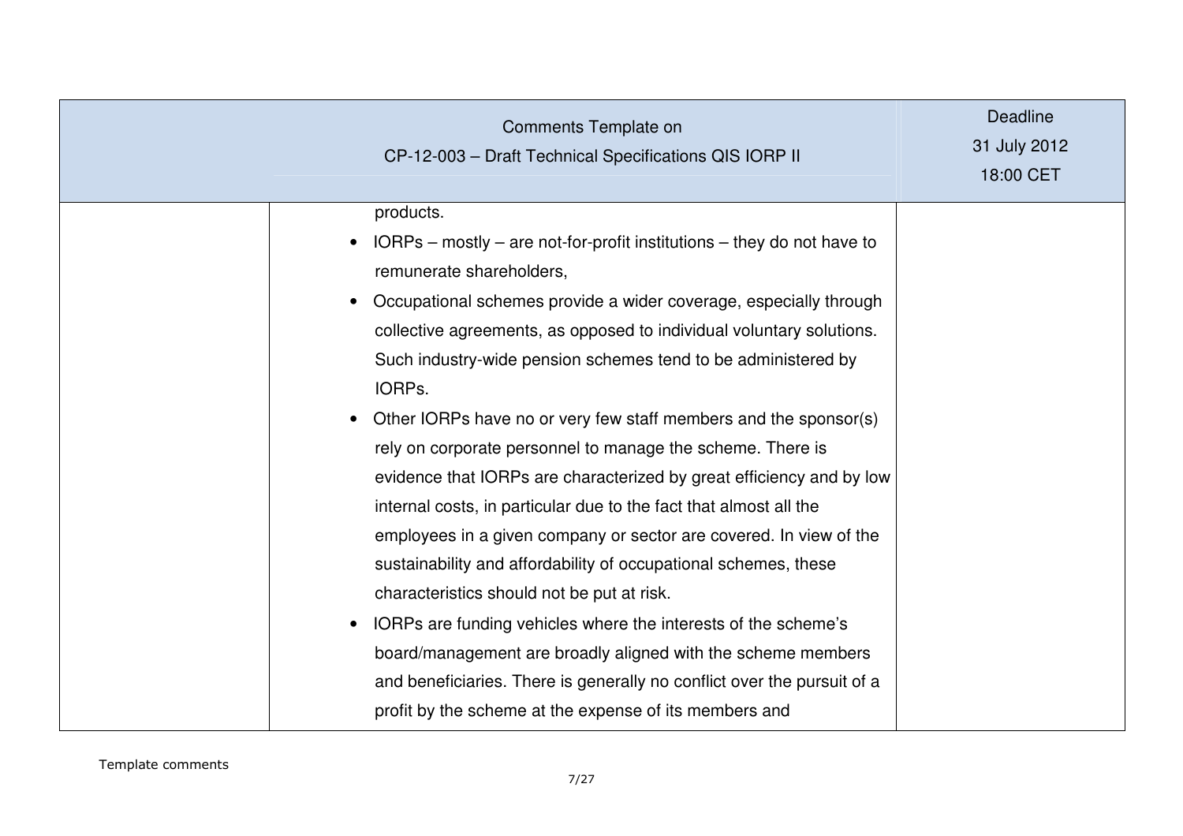| Comments Template on CP-12-003 – Draft Technical Specifications QIS IORP II | | Deadline 31 July 2012 18:00 CET |
|---|---|---|
| | products.<br>• IORPs – mostly – are not-for-profit institutions – they do not have to remunerate shareholders,<br>• Occupational schemes provide a wider coverage, especially through collective agreements, as opposed to individual voluntary solutions. Such industry-wide pension schemes tend to be administered by IORPs.<br>• Other IORPs have no or very few staff members and the sponsor(s) rely on corporate personnel to manage the scheme. There is evidence that IORPs are characterized by great efficiency and by low internal costs, in particular due to the fact that almost all the employees in a given company or sector are covered. In view of the sustainability and affordability of occupational schemes, these characteristics should not be put at risk.<br>• IORPs are funding vehicles where the interests of the scheme's board/management are broadly aligned with the scheme members and beneficiaries. There is generally no conflict over the pursuit of a profit by the scheme at the expense of its members and | |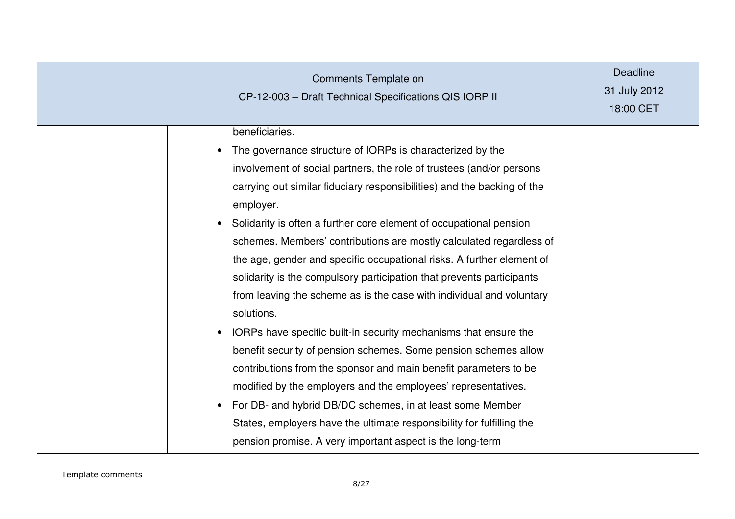| | | |
|---|---|---|
| | beneficiaries.<br>• The governance structure of IORPs is characterized by the involvement of social partners, the role of trustees (and/or persons carrying out similar fiduciary responsibilities) and the backing of the employer.<br>• Solidarity is often a further core element of occupational pension schemes. Members' contributions are mostly calculated regardless of the age, gender and specific occupational risks. A further element of solidarity is the compulsory participation that prevents participants from leaving the scheme as is the case with individual and voluntary solutions.<br>• IORPs have specific built-in security mechanisms that ensure the benefit security of pension schemes. Some pension schemes allow contributions from the sponsor and main benefit parameters to be modified by the employers and the employees' representatives.<br>• For DB- and hybrid DB/DC schemes, in at least some Member States, employers have the ultimate responsibility for fulfilling the pension promise. A very important aspect is the long-term | |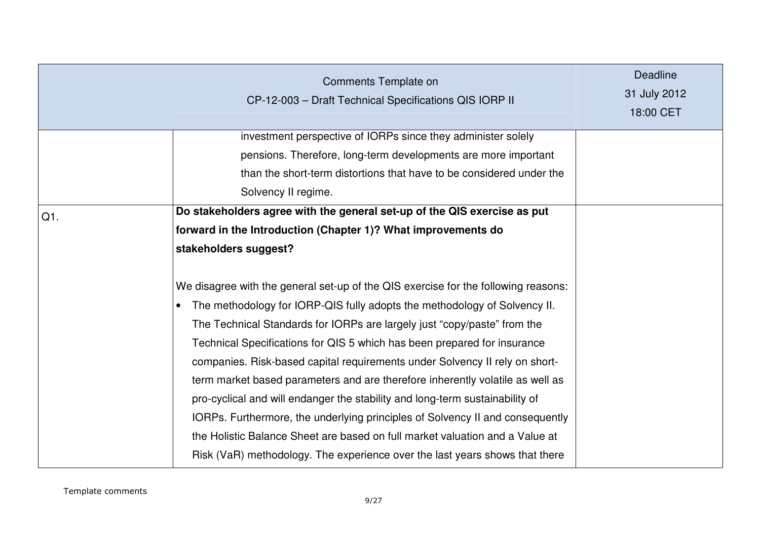| Comments Template on CP-12-003 – Draft Technical Specifications QIS IORP II | | Deadline 31 July 2012 18:00 CET |
|---|---|---|
| | investment perspective of IORPs since they administer solely pensions. Therefore, long-term developments are more important than the short-term distortions that have to be considered under the Solvency II regime. | |
| Q1. | **Do stakeholders agree with the general set-up of the QIS exercise as put forward in the Introduction (Chapter 1)? What improvements do stakeholders suggest?**<br><br>We disagree with the general set-up of the QIS exercise for the following reasons:<br>• The methodology for IORP-QIS fully adopts the methodology of Solvency II. The Technical Standards for IORPs are largely just "copy/paste" from the Technical Specifications for QIS 5 which has been prepared for insurance companies. Risk-based capital requirements under Solvency II rely on short-term market based parameters and are therefore inherently volatile as well as pro-cyclical and will endanger the stability and long-term sustainability of IORPs. Furthermore, the underlying principles of Solvency II and consequently the Holistic Balance Sheet are based on full market valuation and a Value at Risk (VaR) methodology. The experience over the last years shows that there | |

Template comments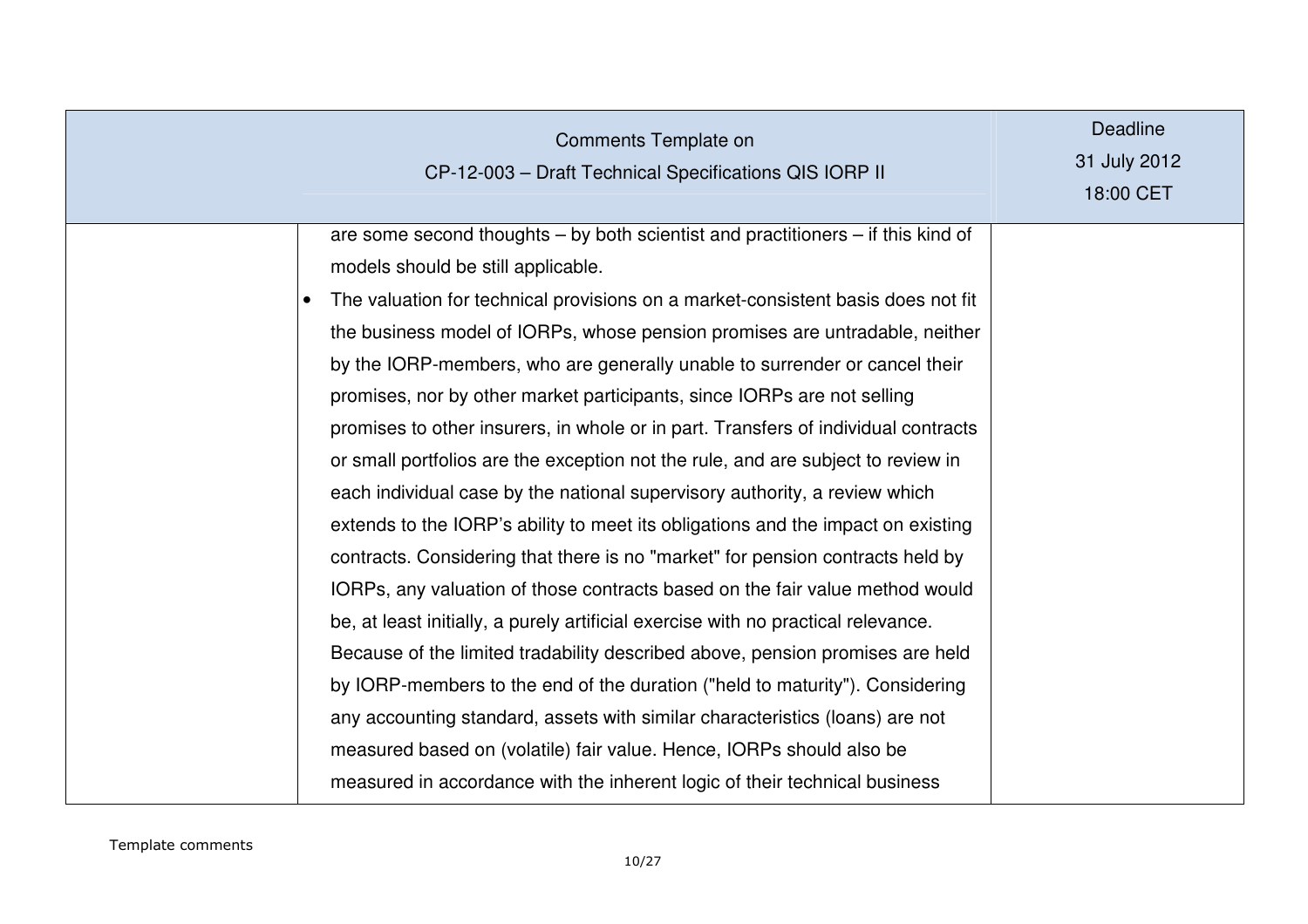| | | |
|---|---|---|
| | are some second thoughts – by both scientist and practitioners – if this kind of models should be still applicable.<br>• The valuation for technical provisions on a market-consistent basis does not fit the business model of IORPs, whose pension promises are untradable, neither by the IORP-members, who are generally unable to surrender or cancel their promises, nor by other market participants, since IORPs are not selling promises to other insurers, in whole or in part. Transfers of individual contracts or small portfolios are the exception not the rule, and are subject to review in each individual case by the national supervisory authority, a review which extends to the IORP's ability to meet its obligations and the impact on existing contracts. Considering that there is no "market" for pension contracts held by IORPs, any valuation of those contracts based on the fair value method would be, at least initially, a purely artificial exercise with no practical relevance. Because of the limited tradability described above, pension promises are held by IORP-members to the end of the duration ("held to maturity"). Considering any accounting standard, assets with similar characteristics (loans) are not measured based on (volatile) fair value. Hence, IORPs should also be measured in accordance with the inherent logic of their technical business | |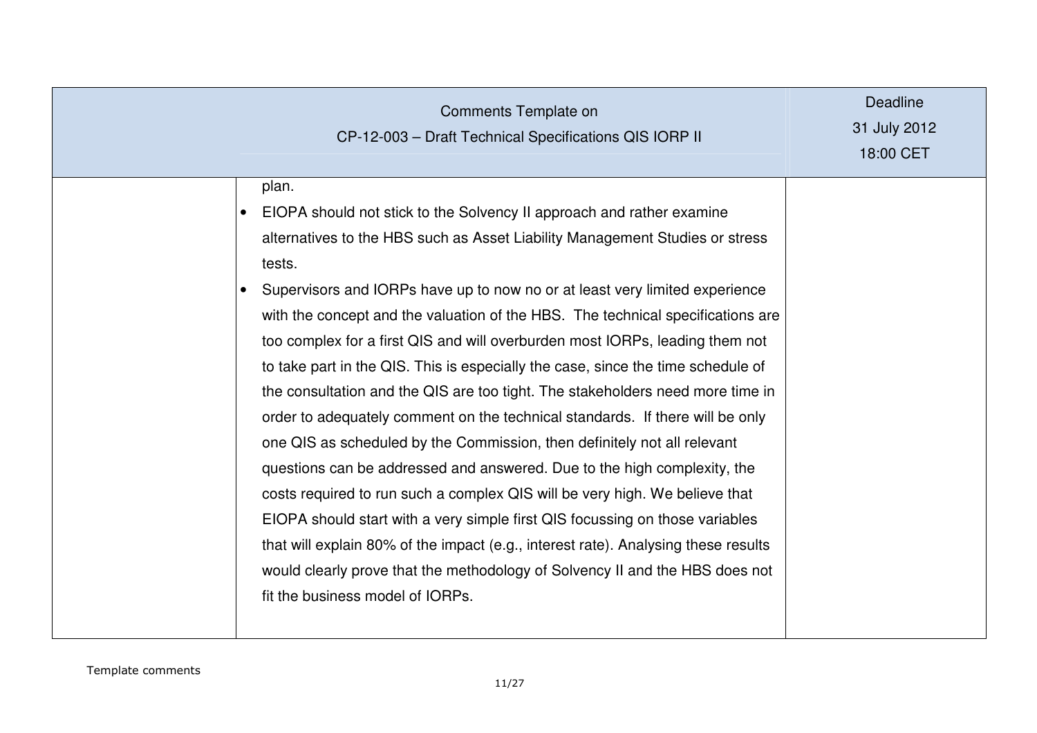| | | |
|---|---|---|
| | plan.<br>• EIOPA should not stick to the Solvency II approach and rather examine alternatives to the HBS such as Asset Liability Management Studies or stress tests.<br>• Supervisors and IORPs have up to now no or at least very limited experience with the concept and the valuation of the HBS. The technical specifications are too complex for a first QIS and will overburden most IORPs, leading them not to take part in the QIS. This is especially the case, since the time schedule of the consultation and the QIS are too tight. The stakeholders need more time in order to adequately comment on the technical standards. If there will be only one QIS as scheduled by the Commission, then definitely not all relevant questions can be addressed and answered. Due to the high complexity, the costs required to run such a complex QIS will be very high. We believe that EIOPA should start with a very simple first QIS focussing on those variables that will explain 80% of the impact (e.g., interest rate). Analysing these results would clearly prove that the methodology of Solvency II and the HBS does not fit the business model of IORPs. | |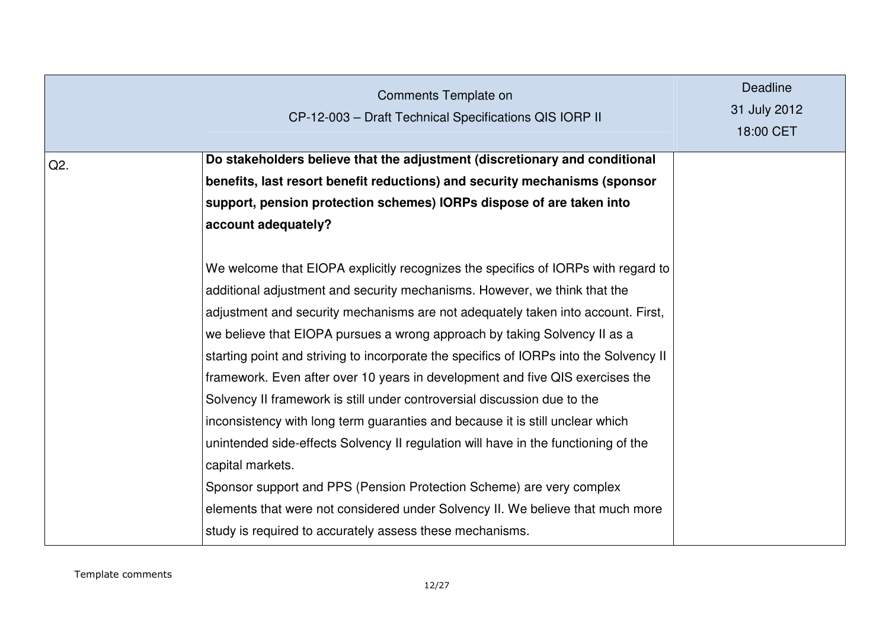| | Comments Template on CP-12-003 – Draft Technical Specifications QIS IORP II | Deadline 31 July 2012 18:00 CET |
|---|---|---|
| Q2. | **Do stakeholders believe that the adjustment (discretionary and conditional benefits, last resort benefit reductions) and security mechanisms (sponsor support, pension protection schemes) IORPs dispose of are taken into account adequately?**<br><br>We welcome that EIOPA explicitly recognizes the specifics of IORPs with regard to additional adjustment and security mechanisms. However, we think that the adjustment and security mechanisms are not adequately taken into account. First, we believe that EIOPA pursues a wrong approach by taking Solvency II as a starting point and striving to incorporate the specifics of IORPs into the Solvency II framework. Even after over 10 years in development and five QIS exercises the Solvency II framework is still under controversial discussion due to the inconsistency with long term guaranties and because it is still unclear which unintended side-effects Solvency II regulation will have in the functioning of the capital markets.<br>Sponsor support and PPS (Pension Protection Scheme) are very complex elements that were not considered under Solvency II. We believe that much more study is required to accurately assess these mechanisms. | |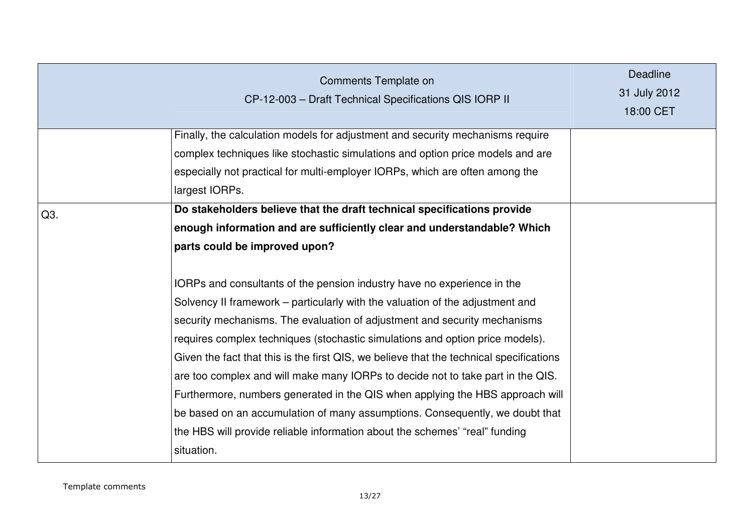| Comments Template on CP-12-003 – Draft Technical Specifications QIS IORP II | | Deadline 31 July 2012 18:00 CET |
|---|---|---|
| | Finally, the calculation models for adjustment and security mechanisms require complex techniques like stochastic simulations and option price models and are especially not practical for multi-employer IORPs, which are often among the largest IORPs. | |
| Q3. | **Do stakeholders believe that the draft technical specifications provide enough information and are sufficiently clear and understandable? Which parts could be improved upon?**<br><br>IORPs and consultants of the pension industry have no experience in the Solvency II framework – particularly with the valuation of the adjustment and security mechanisms. The evaluation of adjustment and security mechanisms requires complex techniques (stochastic simulations and option price models). Given the fact that this is the first QIS, we believe that the technical specifications are too complex and will make many IORPs to decide not to take part in the QIS. Furthermore, numbers generated in the QIS when applying the HBS approach will be based on an accumulation of many assumptions. Consequently, we doubt that the HBS will provide reliable information about the schemes' "real" funding situation. | |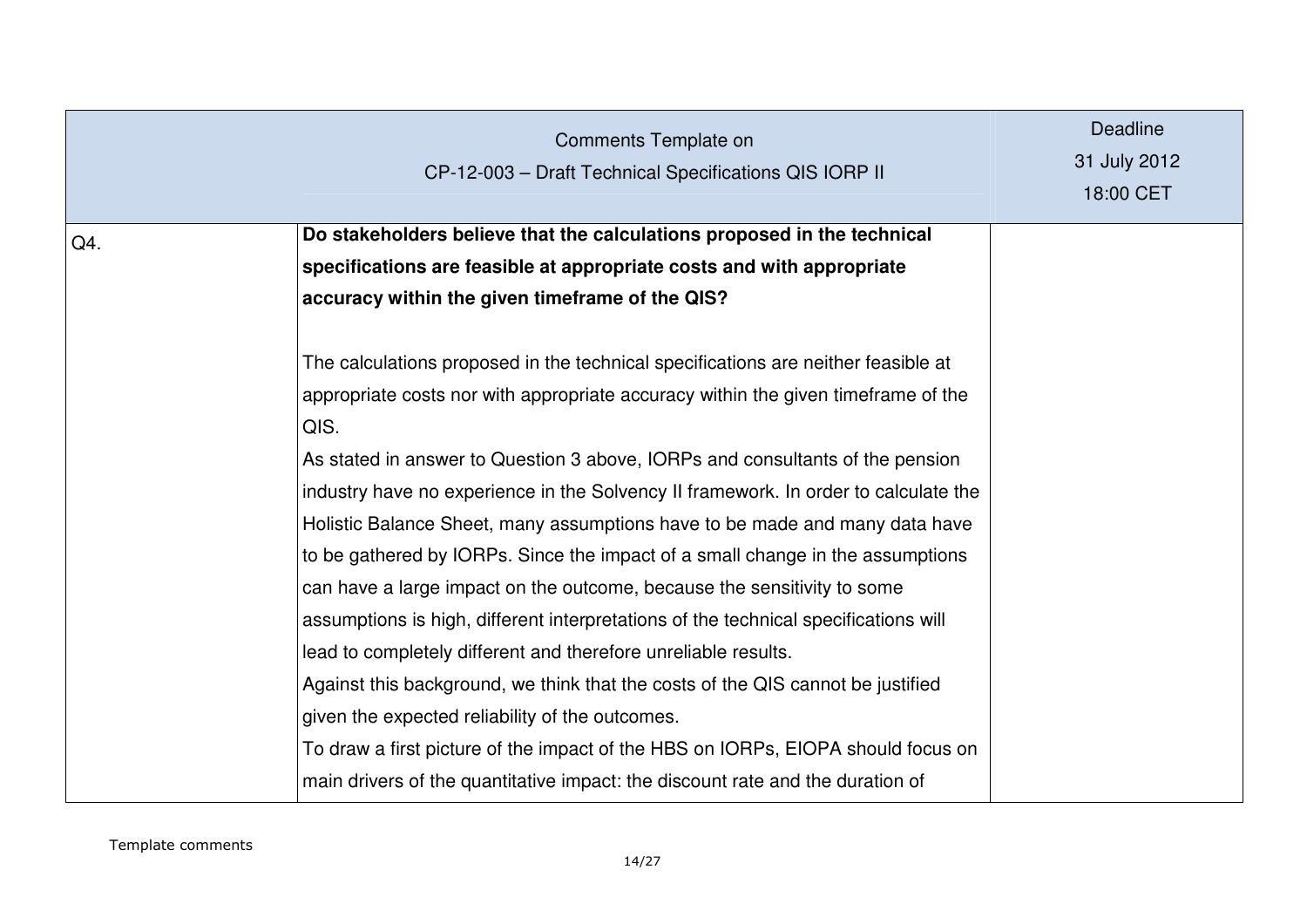| Comments Template on CP-12-003 – Draft Technical Specifications QIS IORP II | | Deadline 31 July 2012 18:00 CET |
|---|---|---|
| Q4. | **Do stakeholders believe that the calculations proposed in the technical specifications are feasible at appropriate costs and with appropriate accuracy within the given timeframe of the QIS?**<br><br>The calculations proposed in the technical specifications are neither feasible at appropriate costs nor with appropriate accuracy within the given timeframe of the QIS.<br>As stated in answer to Question 3 above, IORPs and consultants of the pension industry have no experience in the Solvency II framework. In order to calculate the Holistic Balance Sheet, many assumptions have to be made and many data have to be gathered by IORPs. Since the impact of a small change in the assumptions can have a large impact on the outcome, because the sensitivity to some assumptions is high, different interpretations of the technical specifications will lead to completely different and therefore unreliable results.<br>Against this background, we think that the costs of the QIS cannot be justified given the expected reliability of the outcomes.<br>To draw a first picture of the impact of the HBS on IORPs, EIOPA should focus on main drivers of the quantitative impact: the discount rate and the duration of | |

Template comments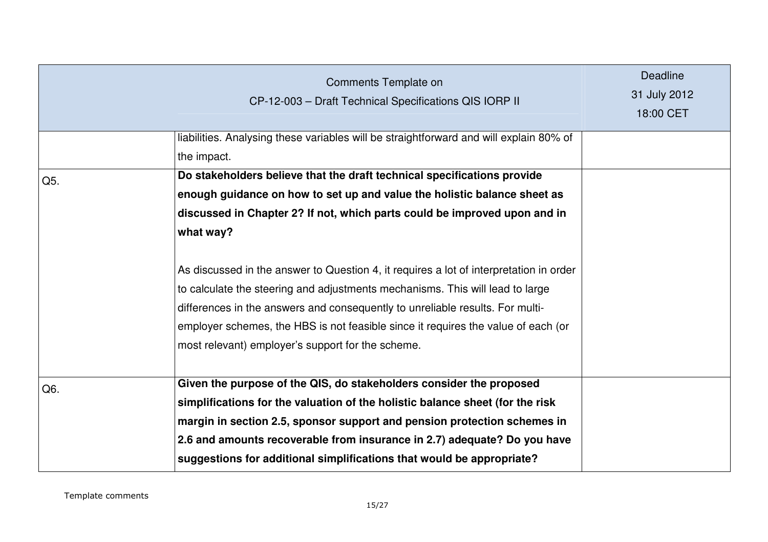| Comments Template on CP-12-003 – Draft Technical Specifications QIS IORP II | | Deadline 31 July 2012 18:00 CET |
|---|---|---|
| | liabilities. Analysing these variables will be straightforward and will explain 80% of the impact. | |
| Q5. | **Do stakeholders believe that the draft technical specifications provide enough guidance on how to set up and value the holistic balance sheet as discussed in Chapter 2? If not, which parts could be improved upon and in what way?**<br><br>As discussed in the answer to Question 4, it requires a lot of interpretation in order to calculate the steering and adjustments mechanisms. This will lead to large differences in the answers and consequently to unreliable results. For multi-employer schemes, the HBS is not feasible since it requires the value of each (or most relevant) employer's support for the scheme. | |
| Q6. | **Given the purpose of the QIS, do stakeholders consider the proposed simplifications for the valuation of the holistic balance sheet (for the risk margin in section 2.5, sponsor support and pension protection schemes in 2.6 and amounts recoverable from insurance in 2.7) adequate? Do you have suggestions for additional simplifications that would be appropriate?** | |

Template comments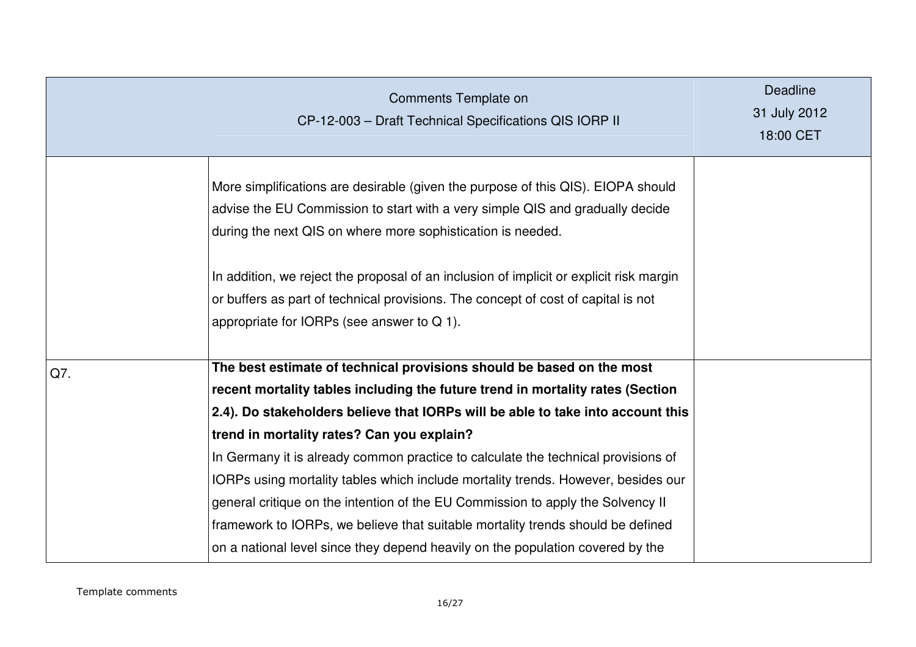| Comments Template on CP-12-003 – Draft Technical Specifications QIS IORP II | | Deadline 31 July 2012 18:00 CET |
|---|---|---|
| | More simplifications are desirable (given the purpose of this QIS). EIOPA should advise the EU Commission to start with a very simple QIS and gradually decide during the next QIS on where more sophistication is needed.<br><br>In addition, we reject the proposal of an inclusion of implicit or explicit risk margin or buffers as part of technical provisions. The concept of cost of capital is not appropriate for IORPs (see answer to Q 1). | |
| Q7. | **The best estimate of technical provisions should be based on the most recent mortality tables including the future trend in mortality rates (Section 2.4). Do stakeholders believe that IORPs will be able to take into account this trend in mortality rates? Can you explain?**<br>In Germany it is already common practice to calculate the technical provisions of IORPs using mortality tables which include mortality trends. However, besides our general critique on the intention of the EU Commission to apply the Solvency II framework to IORPs, we believe that suitable mortality trends should be defined on a national level since they depend heavily on the population covered by the | |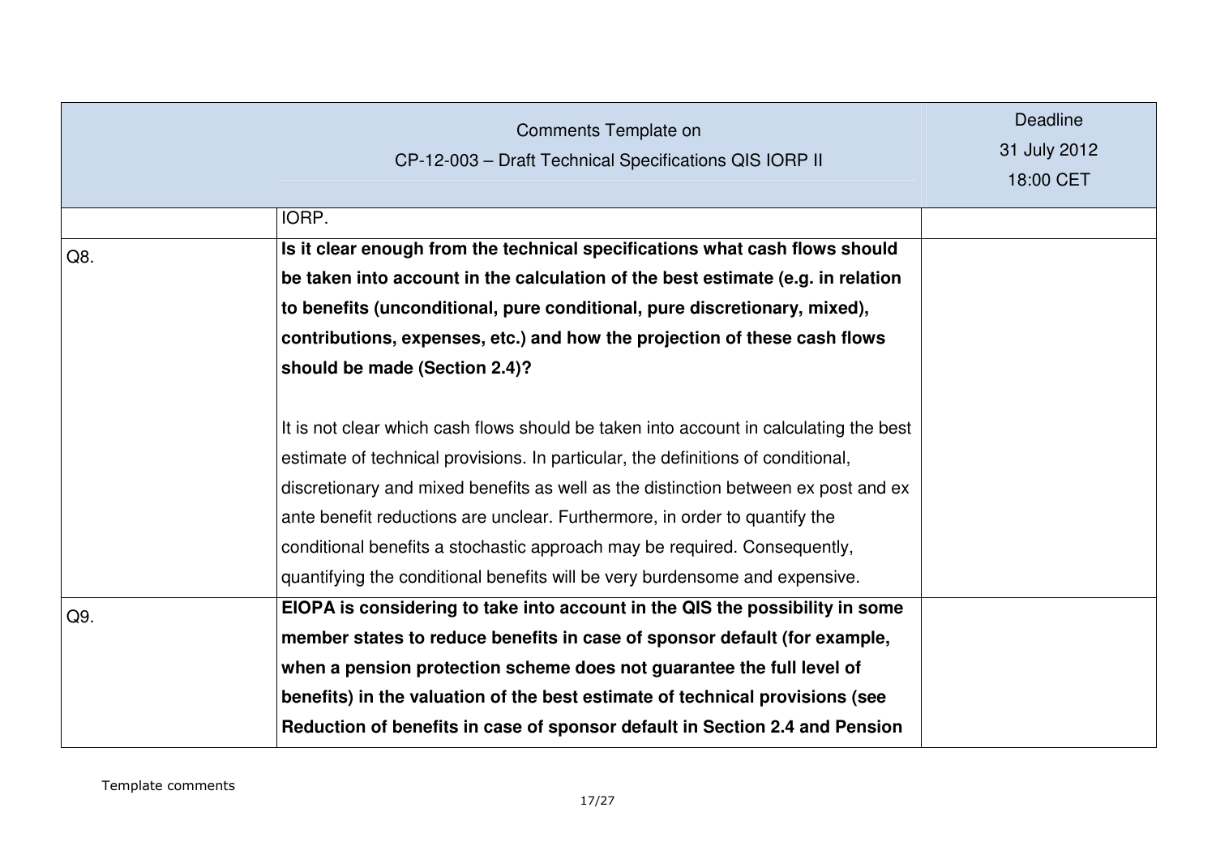| | | |
|---|---|---|
| | IORP. | |
| Q8. | **Is it clear enough from the technical specifications what cash flows should be taken into account in the calculation of the best estimate (e.g. in relation to benefits (unconditional, pure conditional, pure discretionary, mixed), contributions, expenses, etc.) and how the projection of these cash flows should be made (Section 2.4)?**<br><br>It is not clear which cash flows should be taken into account in calculating the best estimate of technical provisions. In particular, the definitions of conditional, discretionary and mixed benefits as well as the distinction between ex post and ex ante benefit reductions are unclear. Furthermore, in order to quantify the conditional benefits a stochastic approach may be required. Consequently, quantifying the conditional benefits will be very burdensome and expensive. | |
| Q9. | **EIOPA is considering to take into account in the QIS the possibility in some member states to reduce benefits in case of sponsor default (for example, when a pension protection scheme does not guarantee the full level of benefits) in the valuation of the best estimate of technical provisions (see Reduction of benefits in case of sponsor default in Section 2.4 and Pension** | |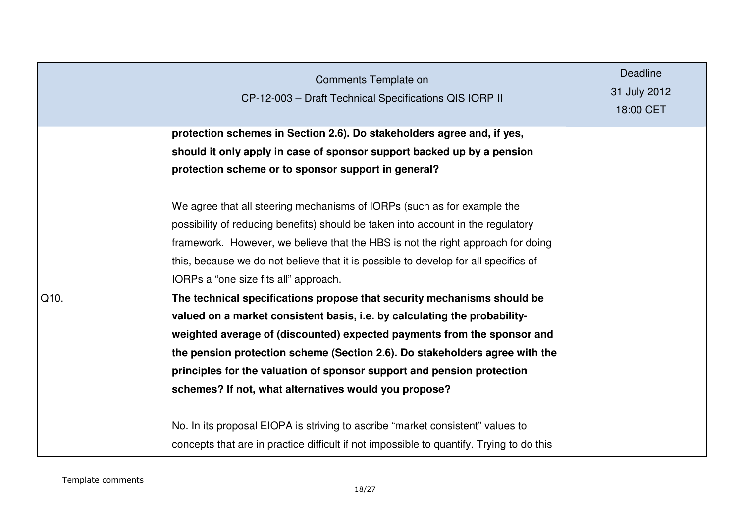| | | |
|---|---|---|
| | **protection schemes in Section 2.6). Do stakeholders agree and, if yes, should it only apply in case of sponsor support backed up by a pension protection scheme or to sponsor support in general?**<br><br>We agree that all steering mechanisms of IORPs (such as for example the possibility of reducing benefits) should be taken into account in the regulatory framework. However, we believe that the HBS is not the right approach for doing this, because we do not believe that it is possible to develop for all specifics of IORPs a "one size fits all" approach. | |
| Q10. | **The technical specifications propose that security mechanisms should be valued on a market consistent basis, i.e. by calculating the probability-weighted average of (discounted) expected payments from the sponsor and the pension protection scheme (Section 2.6). Do stakeholders agree with the principles for the valuation of sponsor support and pension protection schemes? If not, what alternatives would you propose?**<br><br>No. In its proposal EIOPA is striving to ascribe "market consistent" values to concepts that are in practice difficult if not impossible to quantify. Trying to do this | |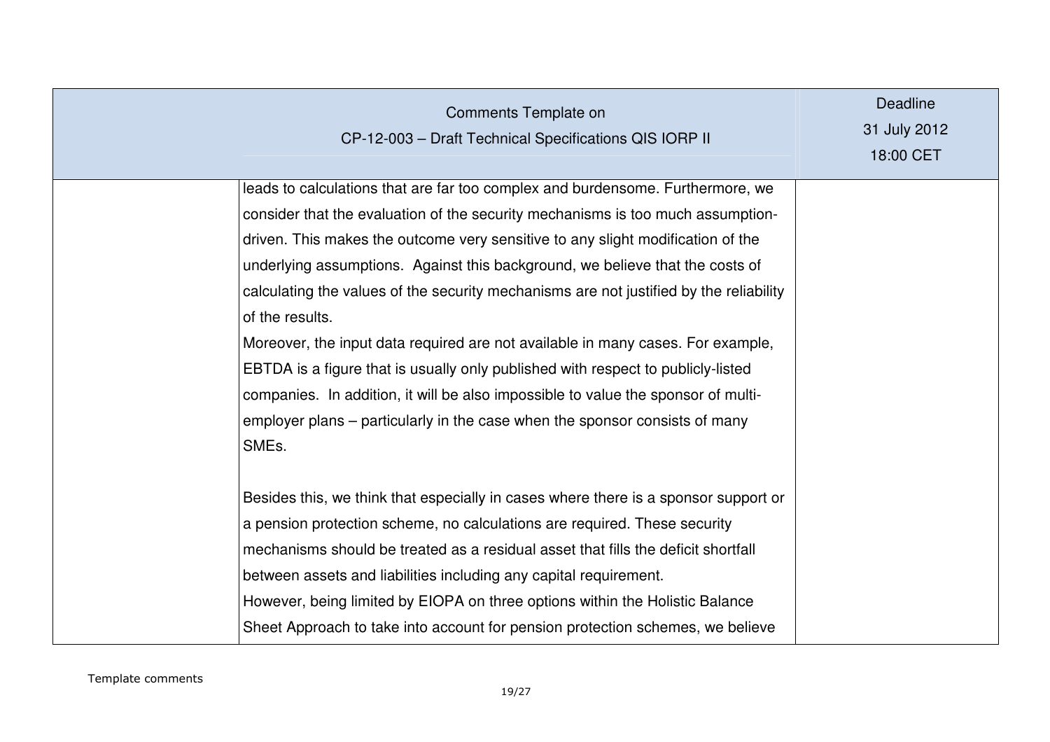| Comments Template on CP-12-003 – Draft Technical Specifications QIS IORP II | | Deadline 31 July 2012 18:00 CET |
|---|---|---|
| | leads to calculations that are far too complex and burdensome. Furthermore, we consider that the evaluation of the security mechanisms is too much assumption-driven. This makes the outcome very sensitive to any slight modification of the underlying assumptions.  Against this background, we believe that the costs of calculating the values of the security mechanisms are not justified by the reliability of the results.<br>Moreover, the input data required are not available in many cases. For example, EBTDA is a figure that is usually only published with respect to publicly-listed companies.  In addition, it will be also impossible to value the sponsor of multi-employer plans – particularly in the case when the sponsor consists of many SMEs.<br><br>Besides this, we think that especially in cases where there is a sponsor support or a pension protection scheme, no calculations are required. These security mechanisms should be treated as a residual asset that fills the deficit shortfall between assets and liabilities including any capital requirement.<br>However, being limited by EIOPA on three options within the Holistic Balance Sheet Approach to take into account for pension protection schemes, we believe | |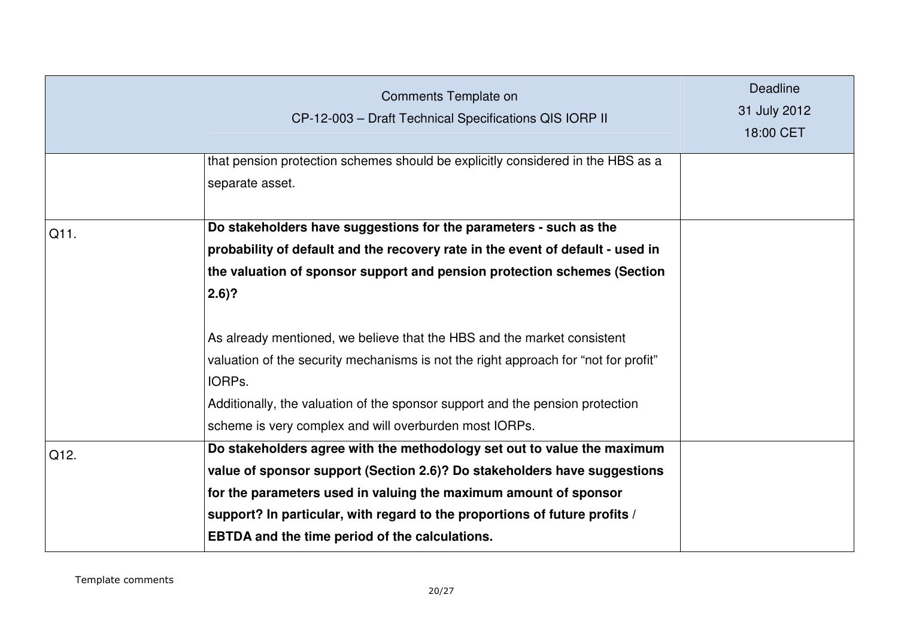| Comments Template on CP-12-003 – Draft Technical Specifications QIS IORP II | | Deadline 31 July 2012 18:00 CET |
|---|---|---|
| | that pension protection schemes should be explicitly considered in the HBS as a separate asset. | |
| Q11. | **Do stakeholders have suggestions for the parameters - such as the probability of default and the recovery rate in the event of default - used in the valuation of sponsor support and pension protection schemes (Section 2.6)?**<br><br>As already mentioned, we believe that the HBS and the market consistent valuation of the security mechanisms is not the right approach for "not for profit" IORPs.<br>Additionally, the valuation of the sponsor support and the pension protection scheme is very complex and will overburden most IORPs. | |
| Q12. | **Do stakeholders agree with the methodology set out to value the maximum value of sponsor support (Section 2.6)? Do stakeholders have suggestions for the parameters used in valuing the maximum amount of sponsor support? In particular, with regard to the proportions of future profits / EBTDA and the time period of the calculations.** | |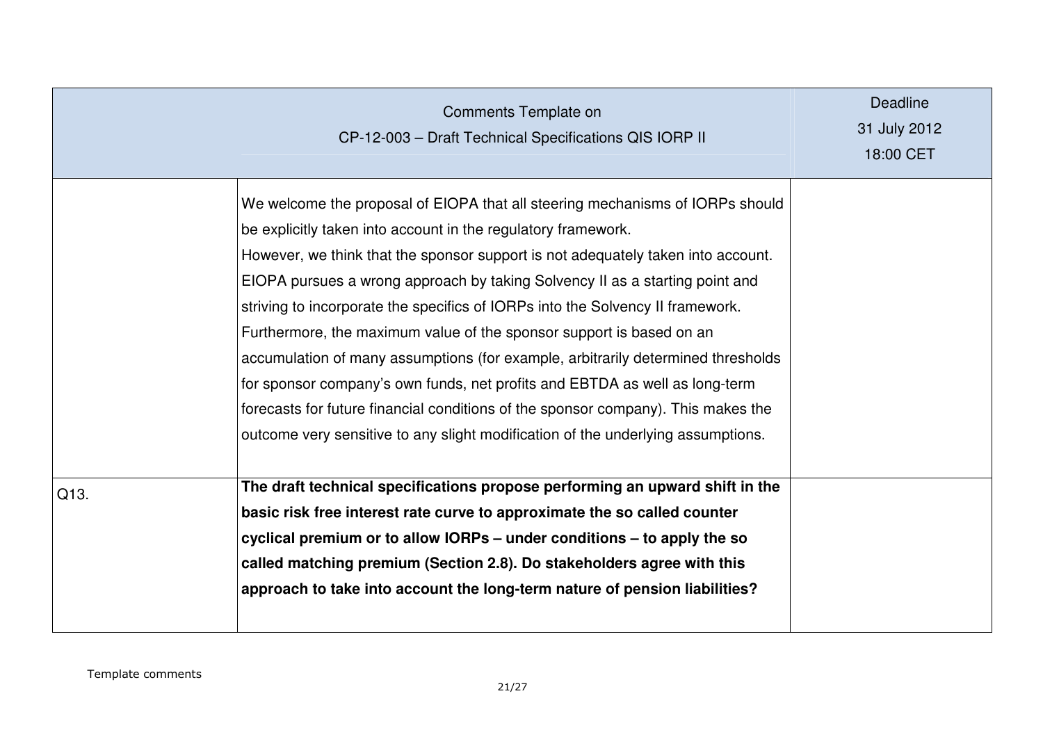| Comments Template on CP-12-003 – Draft Technical Specifications QIS IORP II | | Deadline 31 July 2012 18:00 CET |
|---|---|---|
| | We welcome the proposal of EIOPA that all steering mechanisms of IORPs should be explicitly taken into account in the regulatory framework.<br>However, we think that the sponsor support is not adequately taken into account. EIOPA pursues a wrong approach by taking Solvency II as a starting point and striving to incorporate the specifics of IORPs into the Solvency II framework. Furthermore, the maximum value of the sponsor support is based on an accumulation of many assumptions (for example, arbitrarily determined thresholds for sponsor company's own funds, net profits and EBTDA as well as long-term forecasts for future financial conditions of the sponsor company). This makes the outcome very sensitive to any slight modification of the underlying assumptions. | |
| Q13. | **The draft technical specifications propose performing an upward shift in the basic risk free interest rate curve to approximate the so called counter cyclical premium or to allow IORPs – under conditions – to apply the so called matching premium (Section 2.8). Do stakeholders agree with this approach to take into account the long-term nature of pension liabilities?** | |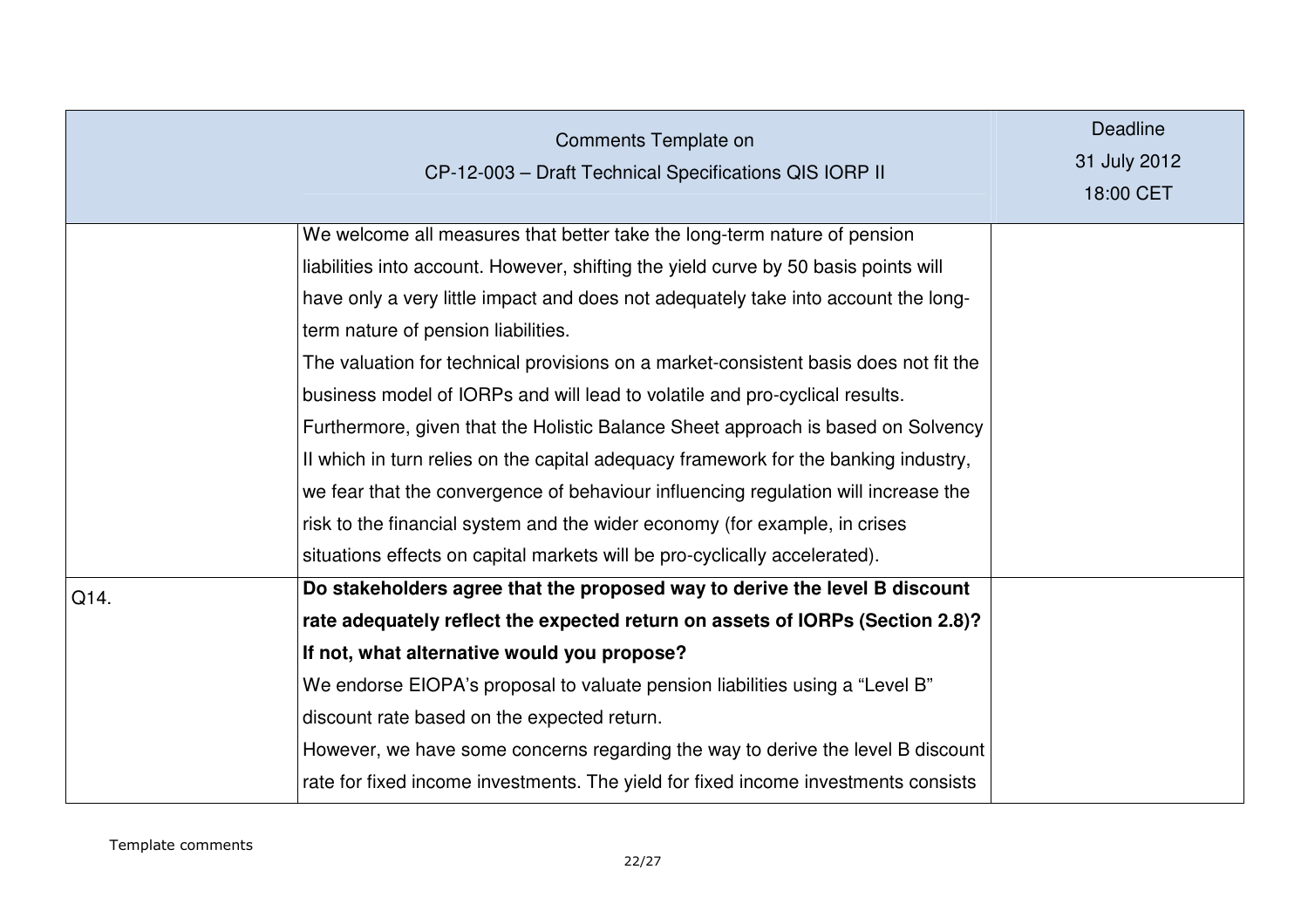| Comments Template on CP-12-003 – Draft Technical Specifications QIS IORP II | | Deadline 31 July 2012 18:00 CET |
|---|---|---|
| | We welcome all measures that better take the long-term nature of pension liabilities into account. However, shifting the yield curve by 50 basis points will have only a very little impact and does not adequately take into account the long-term nature of pension liabilities. The valuation for technical provisions on a market-consistent basis does not fit the business model of IORPs and will lead to volatile and pro-cyclical results. Furthermore, given that the Holistic Balance Sheet approach is based on Solvency II which in turn relies on the capital adequacy framework for the banking industry, we fear that the convergence of behaviour influencing regulation will increase the risk to the financial system and the wider economy (for example, in crises situations effects on capital markets will be pro-cyclically accelerated). | |
| Q14. | **Do stakeholders agree that the proposed way to derive the level B discount rate adequately reflect the expected return on assets of IORPs (Section 2.8)? If not, what alternative would you propose?** We endorse EIOPA's proposal to valuate pension liabilities using a "Level B" discount rate based on the expected return. However, we have some concerns regarding the way to derive the level B discount rate for fixed income investments. The yield for fixed income investments consists | |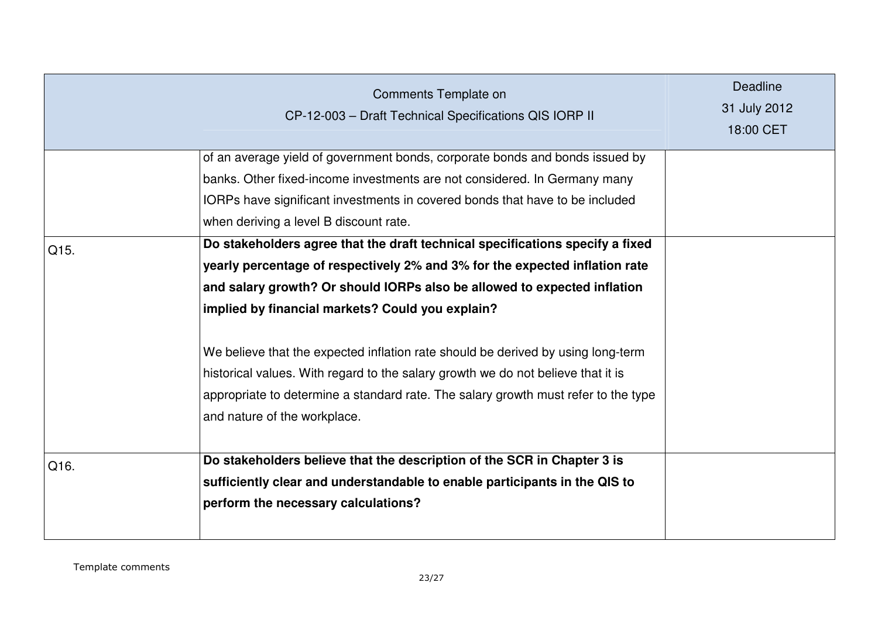| Comments Template on CP-12-003 – Draft Technical Specifications QIS IORP II | | Deadline 31 July 2012 18:00 CET |
| --- | --- | --- |
| | of an average yield of government bonds, corporate bonds and bonds issued by banks. Other fixed-income investments are not considered. In Germany many IORPs have significant investments in covered bonds that have to be included when deriving a level B discount rate. | |
| Q15. | **Do stakeholders agree that the draft technical specifications specify a fixed yearly percentage of respectively 2% and 3% for the expected inflation rate and salary growth? Or should IORPs also be allowed to expected inflation implied by financial markets? Could you explain?**<br><br>We believe that the expected inflation rate should be derived by using long-term historical values. With regard to the salary growth we do not believe that it is appropriate to determine a standard rate. The salary growth must refer to the type and nature of the workplace. | |
| Q16. | **Do stakeholders believe that the description of the SCR in Chapter 3 is sufficiently clear and understandable to enable participants in the QIS to perform the necessary calculations?** | |

Template comments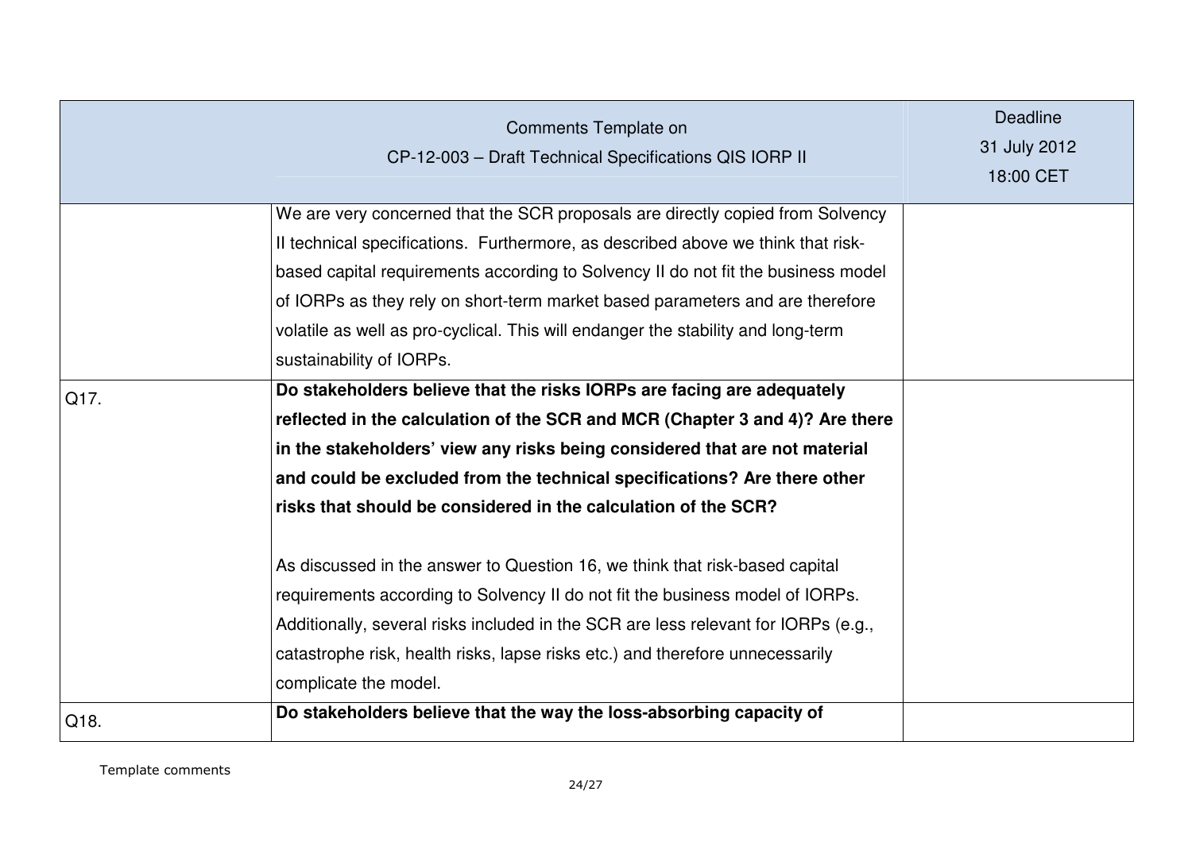| Comments Template on CP-12-003 – Draft Technical Specifications QIS IORP II | | Deadline 31 July 2012 18:00 CET |
|---|---|---|
| | We are very concerned that the SCR proposals are directly copied from Solvency II technical specifications. Furthermore, as described above we think that risk-based capital requirements according to Solvency II do not fit the business model of IORPs as they rely on short-term market based parameters and are therefore volatile as well as pro-cyclical. This will endanger the stability and long-term sustainability of IORPs. | |
| Q17. | **Do stakeholders believe that the risks IORPs are facing are adequately reflected in the calculation of the SCR and MCR (Chapter 3 and 4)? Are there in the stakeholders' view any risks being considered that are not material and could be excluded from the technical specifications? Are there other risks that should be considered in the calculation of the SCR?**<br><br>As discussed in the answer to Question 16, we think that risk-based capital requirements according to Solvency II do not fit the business model of IORPs. Additionally, several risks included in the SCR are less relevant for IORPs (e.g., catastrophe risk, health risks, lapse risks etc.) and therefore unnecessarily complicate the model. | |
| Q18. | **Do stakeholders believe that the way the loss-absorbing capacity of** | |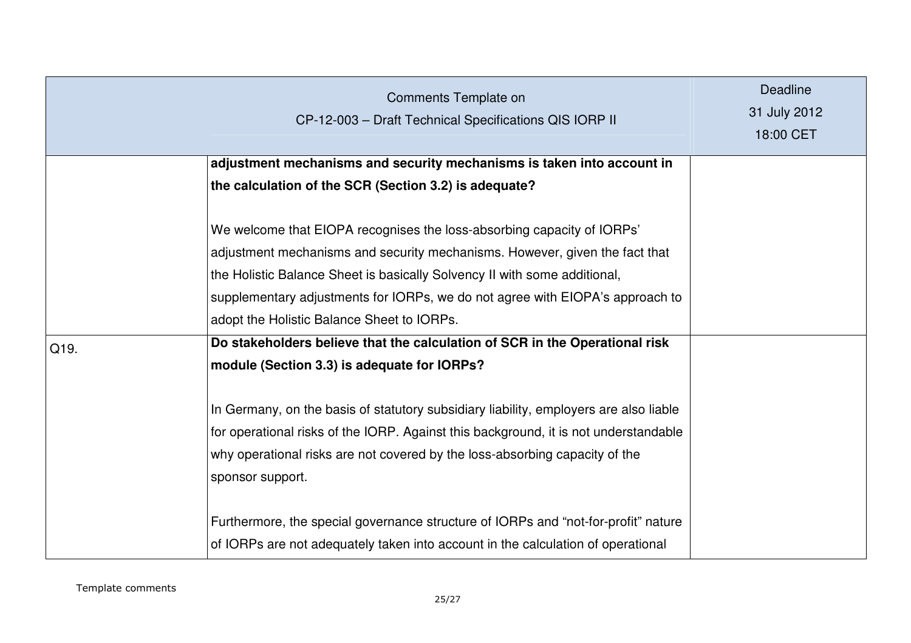| Comments Template on CP-12-003 – Draft Technical Specifications QIS IORP II | | Deadline 31 July 2012 18:00 CET |
|---|---|---|
| | **adjustment mechanisms and security mechanisms is taken into account in the calculation of the SCR (Section 3.2) is adequate?**<br><br>We welcome that EIOPA recognises the loss-absorbing capacity of IORPs' adjustment mechanisms and security mechanisms. However, given the fact that the Holistic Balance Sheet is basically Solvency II with some additional, supplementary adjustments for IORPs, we do not agree with EIOPA's approach to adopt the Holistic Balance Sheet to IORPs. | |
| Q19. | **Do stakeholders believe that the calculation of SCR in the Operational risk module (Section 3.3) is adequate for IORPs?**<br><br>In Germany, on the basis of statutory subsidiary liability, employers are also liable for operational risks of the IORP. Against this background, it is not understandable why operational risks are not covered by the loss-absorbing capacity of the sponsor support.<br><br>Furthermore, the special governance structure of IORPs and "not-for-profit" nature of IORPs are not adequately taken into account in the calculation of operational | |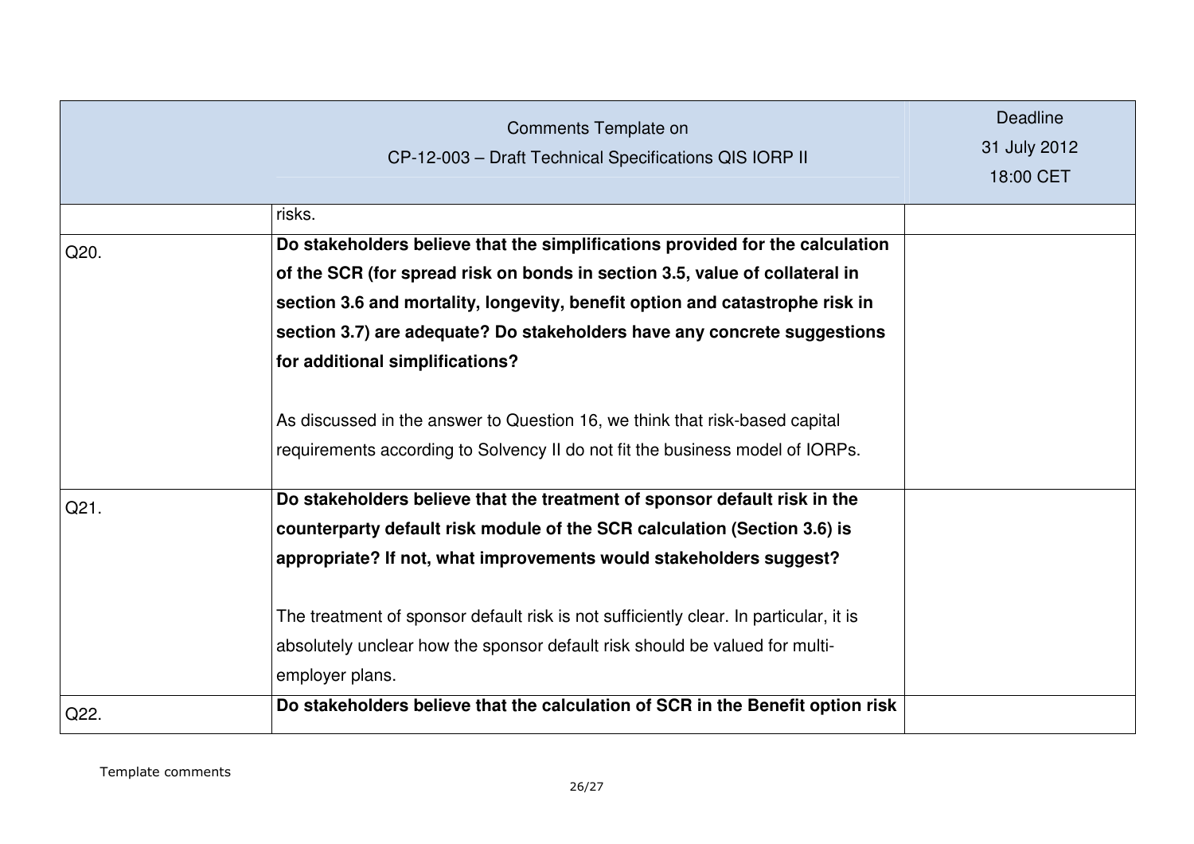| Comments Template on CP-12-003 – Draft Technical Specifications QIS IORP II | | Deadline 31 July 2012 18:00 CET |
|---|---|---|
| | risks. | |
| Q20. | **Do stakeholders believe that the simplifications provided for the calculation of the SCR (for spread risk on bonds in section 3.5, value of collateral in section 3.6 and mortality, longevity, benefit option and catastrophe risk in section 3.7) are adequate? Do stakeholders have any concrete suggestions for additional simplifications?**<br><br>As discussed in the answer to Question 16, we think that risk-based capital requirements according to Solvency II do not fit the business model of IORPs. | |
| Q21. | **Do stakeholders believe that the treatment of sponsor default risk in the counterparty default risk module of the SCR calculation (Section 3.6) is appropriate? If not, what improvements would stakeholders suggest?**<br><br>The treatment of sponsor default risk is not sufficiently clear. In particular, it is absolutely unclear how the sponsor default risk should be valued for multi-employer plans. | |
| Q22. | **Do stakeholders believe that the calculation of SCR in the Benefit option risk** | |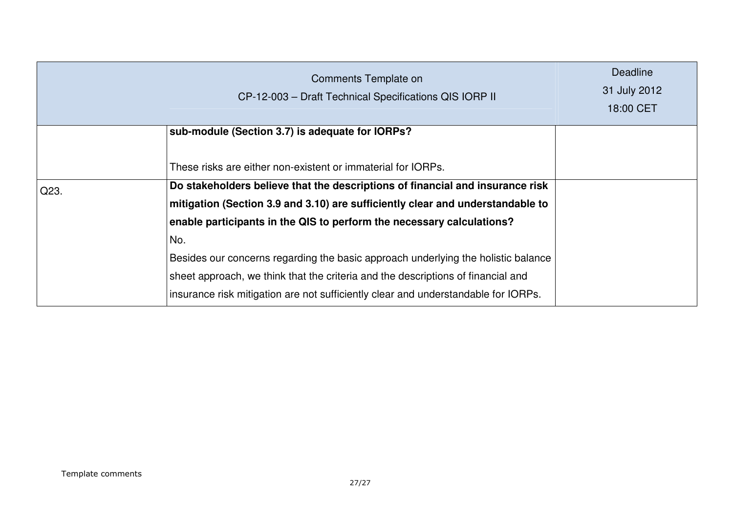| Comments Template on CP-12-003 – Draft Technical Specifications QIS IORP II | | Deadline 31 July 2012 18:00 CET |
|---|---|---|
| | **sub-module (Section 3.7) is adequate for IORPs?**<br><br>These risks are either non-existent or immaterial for IORPs. | |
| Q23. | **Do stakeholders believe that the descriptions of financial and insurance risk mitigation (Section 3.9 and 3.10) are sufficiently clear and understandable to enable participants in the QIS to perform the necessary calculations?**<br>No.<br>Besides our concerns regarding the basic approach underlying the holistic balance sheet approach, we think that the criteria and the descriptions of financial and insurance risk mitigation are not sufficiently clear and understandable for IORPs. | |